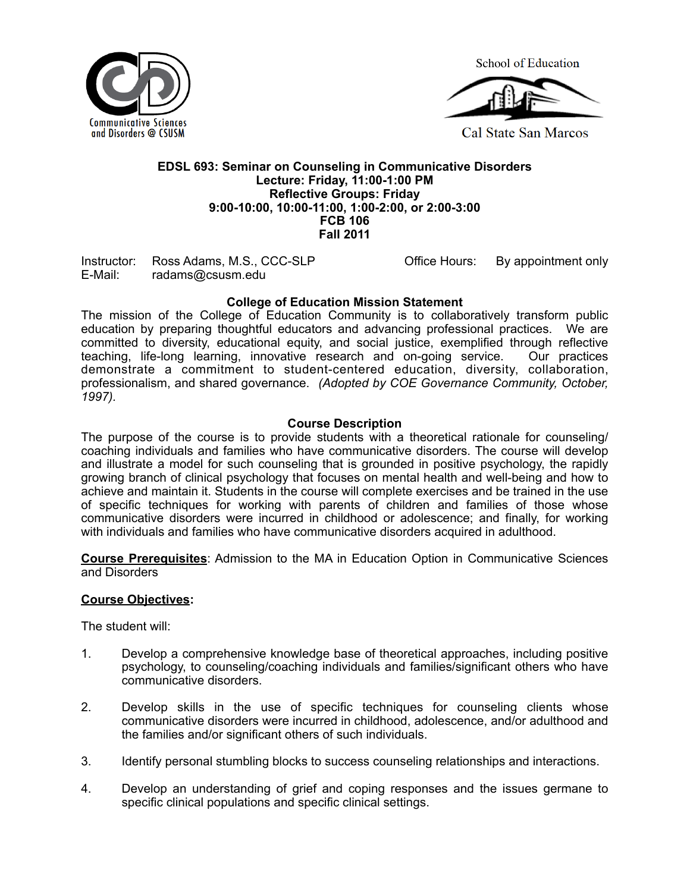Communicative Sciences and Disorders @ CSUSM

School of Education
Cal State San Marcos

**EDSL 693: Seminar on Counseling in Communicative Disorders**
**Lecture: Friday, 11:00-1:00 PM**
**Reflective Groups: Friday**
**9:00-10:00, 10:00-11:00, 1:00-2:00, or 2:00-3:00**
**FCB 106**
**Fall 2011**

Instructor: Ross Adams, M.S., CCC-SLP
E-Mail: radams@csusm.edu
Office Hours: By appointment only

## College of Education Mission Statement

The mission of the College of Education Community is to collaboratively transform public education by preparing thoughtful educators and advancing professional practices. We are committed to diversity, educational equity, and social justice, exemplified through reflective teaching, life-long learning, innovative research and on-going service. Our practices demonstrate a commitment to student-centered education, diversity, collaboration, professionalism, and shared governance. *(Adopted by COE Governance Community, October, 1997).*

## Course Description

The purpose of the course is to provide students with a theoretical rationale for counseling/ coaching individuals and families who have communicative disorders. The course will develop and illustrate a model for such counseling that is grounded in positive psychology, the rapidly growing branch of clinical psychology that focuses on mental health and well-being and how to achieve and maintain it. Students in the course will complete exercises and be trained in the use of specific techniques for working with parents of children and families of those whose communicative disorders were incurred in childhood or adolescence; and finally, for working with individuals and families who have communicative disorders acquired in adulthood.

**Course Prerequisites**: Admission to the MA in Education Option in Communicative Sciences and Disorders

**Course Objectives:**

The student will:

1. Develop a comprehensive knowledge base of theoretical approaches, including positive psychology, to counseling/coaching individuals and families/significant others who have communicative disorders.

2. Develop skills in the use of specific techniques for counseling clients whose communicative disorders were incurred in childhood, adolescence, and/or adulthood and the families and/or significant others of such individuals.

3. Identify personal stumbling blocks to success counseling relationships and interactions.

4. Develop an understanding of grief and coping responses and the issues germane to specific clinical populations and specific clinical settings.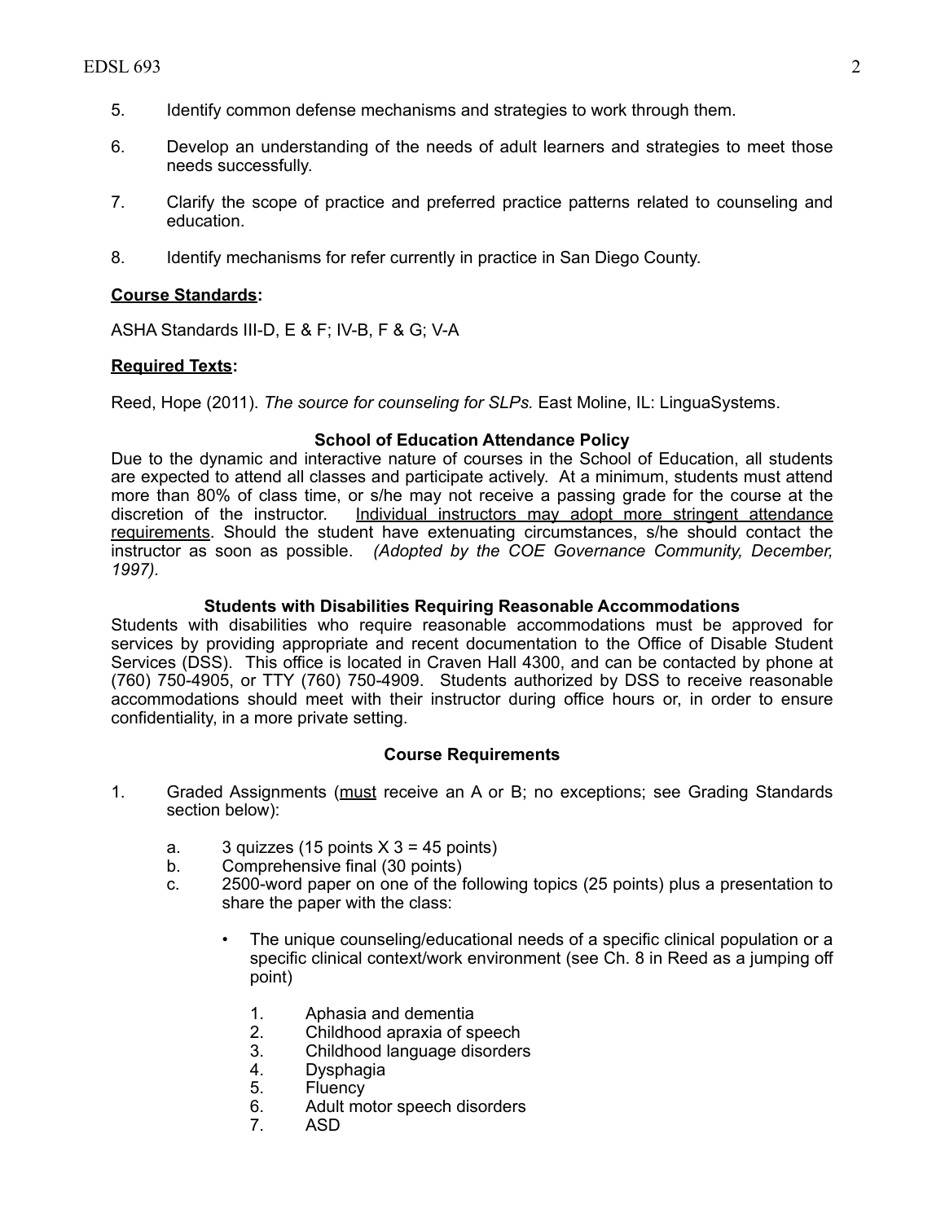5. Identify common defense mechanisms and strategies to work through them.

6. Develop an understanding of the needs of adult learners and strategies to meet those needs successfully.

7. Clarify the scope of practice and preferred practice patterns related to counseling and education.

8. Identify mechanisms for refer currently in practice in San Diego County.

**Course Standards:**

ASHA Standards III-D, E & F; IV-B, F & G; V-A

**Required Texts:**

Reed, Hope (2011). *The source for counseling for SLPs.* East Moline, IL: LinguaSystems.

**School of Education Attendance Policy**

Due to the dynamic and interactive nature of courses in the School of Education, all students are expected to attend all classes and participate actively. At a minimum, students must attend more than 80% of class time, or s/he may not receive a passing grade for the course at the discretion of the instructor. Individual instructors may adopt more stringent attendance requirements. Should the student have extenuating circumstances, s/he should contact the instructor as soon as possible. *(Adopted by the COE Governance Community, December, 1997).*

**Students with Disabilities Requiring Reasonable Accommodations**

Students with disabilities who require reasonable accommodations must be approved for services by providing appropriate and recent documentation to the Office of Disable Student Services (DSS). This office is located in Craven Hall 4300, and can be contacted by phone at (760) 750-4905, or TTY (760) 750-4909. Students authorized by DSS to receive reasonable accommodations should meet with their instructor during office hours or, in order to ensure confidentiality, in a more private setting.

**Course Requirements**

1. Graded Assignments (must receive an A or B; no exceptions; see Grading Standards section below):

   a. 3 quizzes (15 points X 3 = 45 points)
   b. Comprehensive final (30 points)
   c. 2500-word paper on one of the following topics (25 points) plus a presentation to share the paper with the class:

      - The unique counseling/educational needs of a specific clinical population or a specific clinical context/work environment (see Ch. 8 in Reed as a jumping off point)

        1. Aphasia and dementia
        2. Childhood apraxia of speech
        3. Childhood language disorders
        4. Dysphagia
        5. Fluency
        6. Adult motor speech disorders
        7. ASD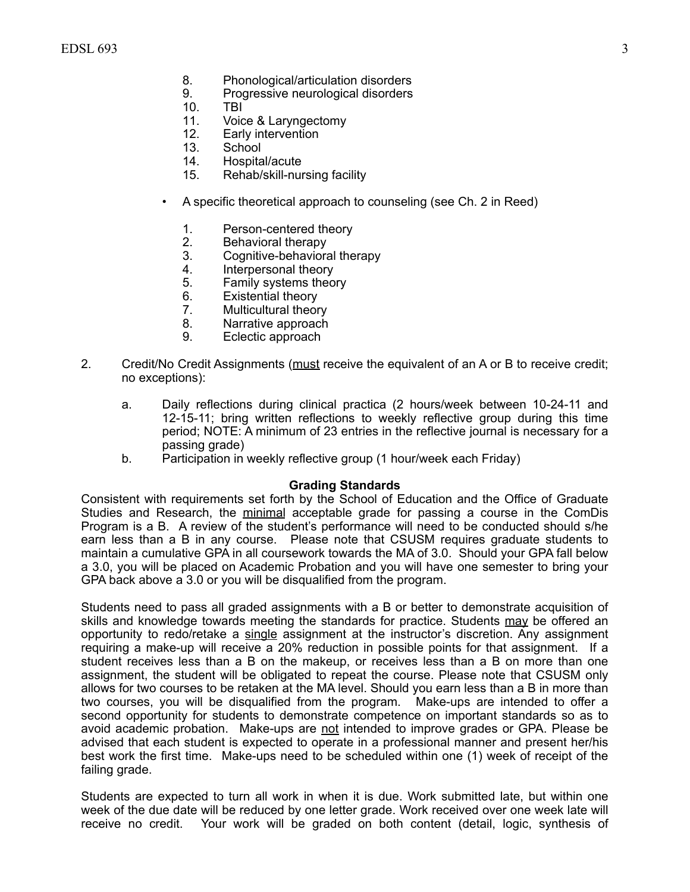8. Phonological/articulation disorders
9. Progressive neurological disorders
10. TBI
11. Voice & Laryngectomy
12. Early intervention
13. School
14. Hospital/acute
15. Rehab/skill-nursing facility

- A specific theoretical approach to counseling (see Ch. 2 in Reed)

    1. Person-centered theory
    2. Behavioral therapy
    3. Cognitive-behavioral therapy
    4. Interpersonal theory
    5. Family systems theory
    6. Existential theory
    7. Multicultural theory
    8. Narrative approach
    9. Eclectic approach

2. Credit/No Credit Assignments (<u>must</u> receive the equivalent of an A or B to receive credit; no exceptions):

    a. Daily reflections during clinical practica (2 hours/week between 10-24-11 and 12-15-11; bring written reflections to weekly reflective group during this time period; NOTE: A minimum of 23 entries in the reflective journal is necessary for a passing grade)
    b. Participation in weekly reflective group (1 hour/week each Friday)

**Grading Standards**

Consistent with requirements set forth by the School of Education and the Office of Graduate Studies and Research, the <u>minimal</u> acceptable grade for passing a course in the ComDis Program is a B. A review of the student's performance will need to be conducted should s/he earn less than a B in any course. Please note that CSUSM requires graduate students to maintain a cumulative GPA in all coursework towards the MA of 3.0. Should your GPA fall below a 3.0, you will be placed on Academic Probation and you will have one semester to bring your GPA back above a 3.0 or you will be disqualified from the program.

Students need to pass all graded assignments with a B or better to demonstrate acquisition of skills and knowledge towards meeting the standards for practice. Students <u>may</u> be offered an opportunity to redo/retake a <u>single</u> assignment at the instructor's discretion. Any assignment requiring a make-up will receive a 20% reduction in possible points for that assignment. If a student receives less than a B on the makeup, or receives less than a B on more than one assignment, the student will be obligated to repeat the course. Please note that CSUSM only allows for two courses to be retaken at the MA level. Should you earn less than a B in more than two courses, you will be disqualified from the program. Make-ups are intended to offer a second opportunity for students to demonstrate competence on important standards so as to avoid academic probation. Make-ups are <u>not</u> intended to improve grades or GPA. Please be advised that each student is expected to operate in a professional manner and present her/his best work the first time. Make-ups need to be scheduled within one (1) week of receipt of the failing grade.

Students are expected to turn all work in when it is due. Work submitted late, but within one week of the due date will be reduced by one letter grade. Work received over one week late will receive no credit. Your work will be graded on both content (detail, logic, synthesis of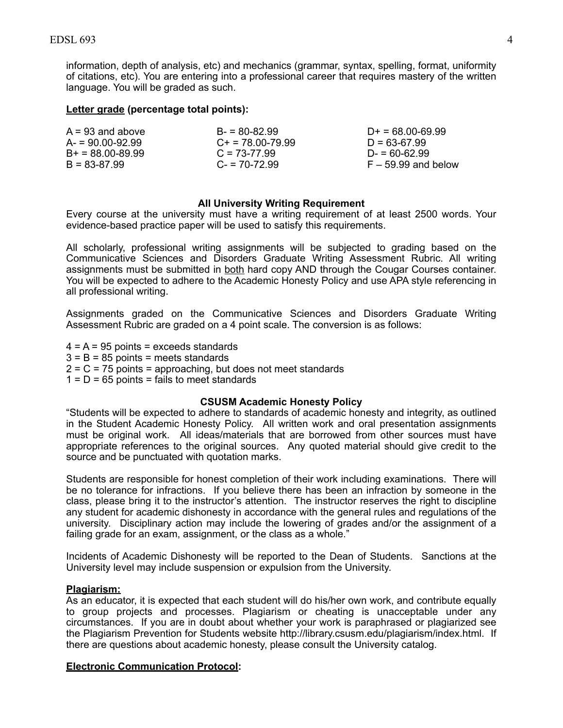information, depth of analysis, etc) and mechanics (grammar, syntax, spelling, format, uniformity of citations, etc). You are entering into a professional career that requires mastery of the written language. You will be graded as such.

**<u>Letter grade</u> (percentage total points):**

| | | |
|---|---|---|
| A = 93 and above | B- = 80-82.99 | D+ = 68.00-69.99 |
| A- = 90.00-92.99 | C+ = 78.00-79.99 | D = 63-67.99 |
| B+ = 88.00-89.99 | C = 73-77.99 | D- = 60-62.99 |
| B = 83-87.99 | C- = 70-72.99 | F – 59.99 and below |

**All University Writing Requirement**

Every course at the university must have a writing requirement of at least 2500 words. Your evidence-based practice paper will be used to satisfy this requirements.

All scholarly, professional writing assignments will be subjected to grading based on the Communicative Sciences and Disorders Graduate Writing Assessment Rubric. All writing assignments must be submitted in <u>both</u> hard copy AND through the Cougar Courses container. You will be expected to adhere to the Academic Honesty Policy and use APA style referencing in all professional writing.

Assignments graded on the Communicative Sciences and Disorders Graduate Writing Assessment Rubric are graded on a 4 point scale. The conversion is as follows:

4 = A = 95 points = exceeds standards
3 = B = 85 points = meets standards
2 = C = 75 points = approaching, but does not meet standards
1 = D = 65 points = fails to meet standards

**CSUSM Academic Honesty Policy**

"Students will be expected to adhere to standards of academic honesty and integrity, as outlined in the Student Academic Honesty Policy. All written work and oral presentation assignments must be original work. All ideas/materials that are borrowed from other sources must have appropriate references to the original sources. Any quoted material should give credit to the source and be punctuated with quotation marks.

Students are responsible for honest completion of their work including examinations. There will be no tolerance for infractions. If you believe there has been an infraction by someone in the class, please bring it to the instructor's attention. The instructor reserves the right to discipline any student for academic dishonesty in accordance with the general rules and regulations of the university. Disciplinary action may include the lowering of grades and/or the assignment of a failing grade for an exam, assignment, or the class as a whole."

Incidents of Academic Dishonesty will be reported to the Dean of Students. Sanctions at the University level may include suspension or expulsion from the University.

**<u>Plagiarism:</u>**

As an educator, it is expected that each student will do his/her own work, and contribute equally to group projects and processes. Plagiarism or cheating is unacceptable under any circumstances. If you are in doubt about whether your work is paraphrased or plagiarized see the Plagiarism Prevention for Students website http://library.csusm.edu/plagiarism/index.html. If there are questions about academic honesty, please consult the University catalog.

**<u>Electronic Communication Protocol</u>:**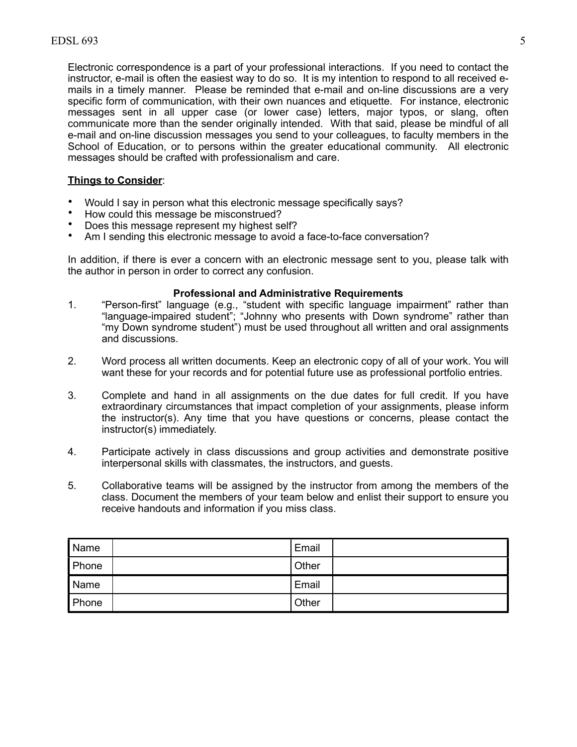Electronic correspondence is a part of your professional interactions. If you need to contact the instructor, e-mail is often the easiest way to do so. It is my intention to respond to all received e-mails in a timely manner. Please be reminded that e-mail and on-line discussions are a very specific form of communication, with their own nuances and etiquette. For instance, electronic messages sent in all upper case (or lower case) letters, major typos, or slang, often communicate more than the sender originally intended. With that said, please be mindful of all e-mail and on-line discussion messages you send to your colleagues, to faculty members in the School of Education, or to persons within the greater educational community. All electronic messages should be crafted with professionalism and care.

**Things to Consider**:

- Would I say in person what this electronic message specifically says?
- How could this message be misconstrued?
- Does this message represent my highest self?
- Am I sending this electronic message to avoid a face-to-face conversation?

In addition, if there is ever a concern with an electronic message sent to you, please talk with the author in person in order to correct any confusion.

**Professional and Administrative Requirements**

1. "Person-first" language (e.g., "student with specific language impairment" rather than "language-impaired student"; "Johnny who presents with Down syndrome" rather than "my Down syndrome student") must be used throughout all written and oral assignments and discussions.

2. Word process all written documents. Keep an electronic copy of all of your work. You will want these for your records and for potential future use as professional portfolio entries.

3. Complete and hand in all assignments on the due dates for full credit. If you have extraordinary circumstances that impact completion of your assignments, please inform the instructor(s). Any time that you have questions or concerns, please contact the instructor(s) immediately.

4. Participate actively in class discussions and group activities and demonstrate positive interpersonal skills with classmates, the instructors, and guests.

5. Collaborative teams will be assigned by the instructor from among the members of the class. Document the members of your team below and enlist their support to ensure you receive handouts and information if you miss class.

| Name | | Email | |
|---|---|---|---|
| Phone | | Other | |
| Name | | Email | |
| Phone | | Other | |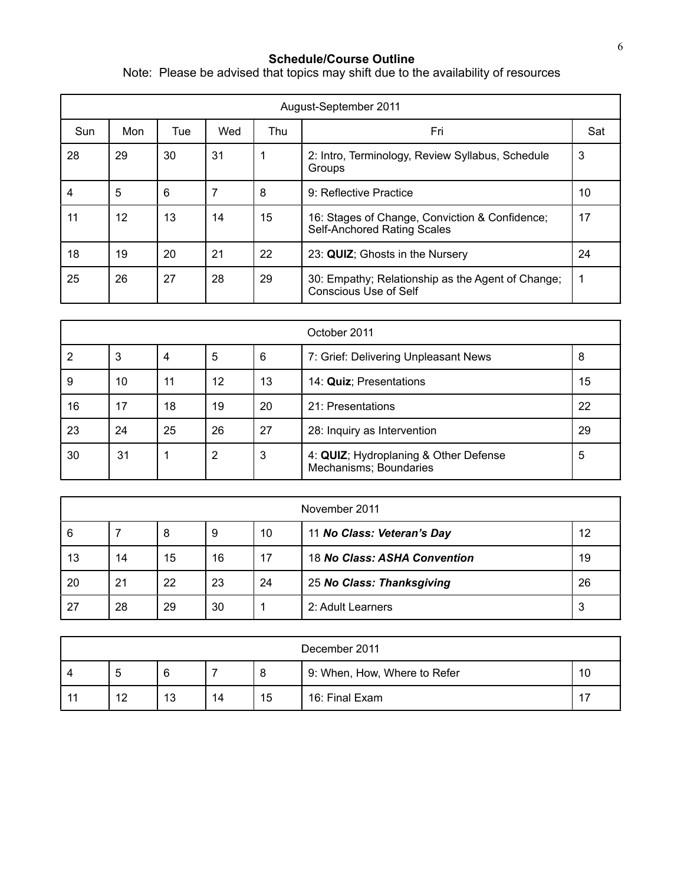**Schedule/Course Outline**

Note: Please be advised that topics may shift due to the availability of resources

| August-September 2011 | | | | | | |
|---|---|---|---|---|---|---|
| Sun | Mon | Tue | Wed | Thu | Fri | Sat |
| 28 | 29 | 30 | 31 | 1 | 2: Intro, Terminology, Review Syllabus, Schedule Groups | 3 |
| 4 | 5 | 6 | 7 | 8 | 9: Reflective Practice | 10 |
| 11 | 12 | 13 | 14 | 15 | 16: Stages of Change, Conviction & Confidence; Self-Anchored Rating Scales | 17 |
| 18 | 19 | 20 | 21 | 22 | 23: **QUIZ**; Ghosts in the Nursery | 24 |
| 25 | 26 | 27 | 28 | 29 | 30: Empathy; Relationship as the Agent of Change; Conscious Use of Self | 1 |

| October 2011 | | | | | | |
|---|---|---|---|---|---|---|
| 2 | 3 | 4 | 5 | 6 | 7: Grief: Delivering Unpleasant News | 8 |
| 9 | 10 | 11 | 12 | 13 | 14: **Quiz**; Presentations | 15 |
| 16 | 17 | 18 | 19 | 20 | 21: Presentations | 22 |
| 23 | 24 | 25 | 26 | 27 | 28: Inquiry as Intervention | 29 |
| 30 | 31 | 1 | 2 | 3 | 4: **QUIZ**; Hydroplaning & Other Defense Mechanisms; Boundaries | 5 |

| November 2011 | | | | | | |
|---|---|---|---|---|---|---|
| 6 | 7 | 8 | 9 | 10 | 11 ***No Class: Veteran's Day*** | 12 |
| 13 | 14 | 15 | 16 | 17 | 18 ***No Class: ASHA Convention*** | 19 |
| 20 | 21 | 22 | 23 | 24 | 25 ***No Class: Thanksgiving*** | 26 |
| 27 | 28 | 29 | 30 | 1 | 2: Adult Learners | 3 |

| December 2011 | | | | | | |
|---|---|---|---|---|---|---|
| 4 | 5 | 6 | 7 | 8 | 9: When, How, Where to Refer | 10 |
| 11 | 12 | 13 | 14 | 15 | 16: Final Exam | 17 |